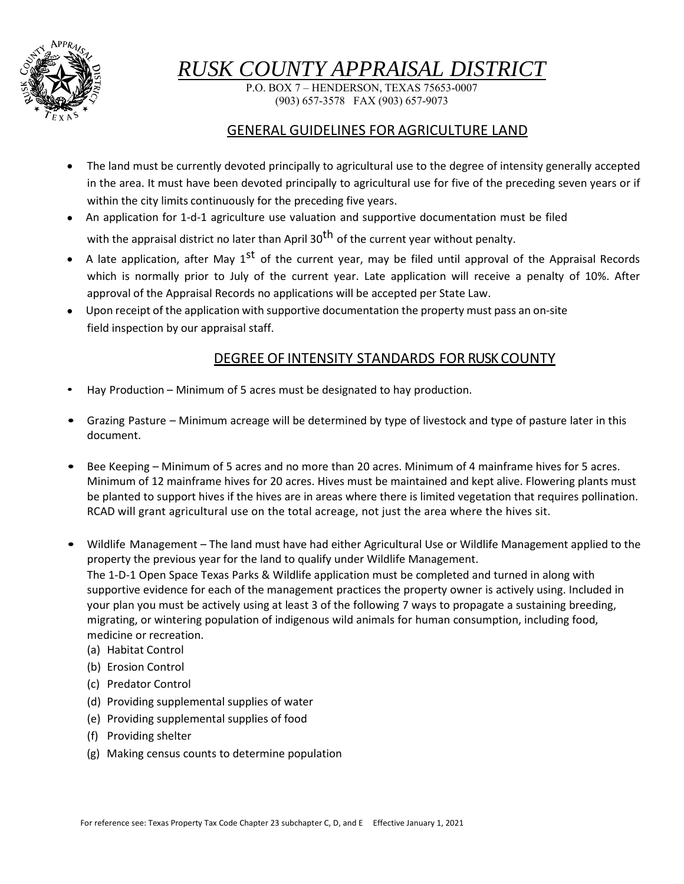# *RUSK COUNTY APPRAISAL DISTRICT*

P.O. BOX 7 – HENDERSON, TEXAS 75653-0007
(903) 657-3578 FAX (903) 657-9073

## GENERAL GUIDELINES FOR AGRICULTURE LAND

- The land must be currently devoted principally to agricultural use to the degree of intensity generally accepted in the area. It must have been devoted principally to agricultural use for five of the preceding seven years or if within the city limits continuously for the preceding five years.
- An application for 1-d-1 agriculture use valuation and supportive documentation must be filed with the appraisal district no later than April 30th of the current year without penalty.
- A late application, after May 1st of the current year, may be filed until approval of the Appraisal Records which is normally prior to July of the current year. Late application will receive a penalty of 10%. After approval of the Appraisal Records no applications will be accepted per State Law.
- Upon receipt of the application with supportive documentation the property must pass an on-site field inspection by our appraisal staff.

## DEGREE OF INTENSITY STANDARDS FOR RUSK COUNTY

- Hay Production – Minimum of 5 acres must be designated to hay production.
- Grazing Pasture – Minimum acreage will be determined by type of livestock and type of pasture later in this document.
- Bee Keeping – Minimum of 5 acres and no more than 20 acres. Minimum of 4 mainframe hives for 5 acres. Minimum of 12 mainframe hives for 20 acres. Hives must be maintained and kept alive. Flowering plants must be planted to support hives if the hives are in areas where there is limited vegetation that requires pollination. RCAD will grant agricultural use on the total acreage, not just the area where the hives sit.
- Wildlife Management – The land must have had either Agricultural Use or Wildlife Management applied to the property the previous year for the land to qualify under Wildlife Management.
  The 1-D-1 Open Space Texas Parks & Wildlife application must be completed and turned in along with supportive evidence for each of the management practices the property owner is actively using. Included in your plan you must be actively using at least 3 of the following 7 ways to propagate a sustaining breeding, migrating, or wintering population of indigenous wild animals for human consumption, including food, medicine or recreation.
  (a) Habitat Control
  (b) Erosion Control
  (c) Predator Control
  (d) Providing supplemental supplies of water
  (e) Providing supplemental supplies of food
  (f) Providing shelter
  (g) Making census counts to determine population

For reference see: Texas Property Tax Code Chapter 23 subchapter C, D, and E Effective January 1, 2021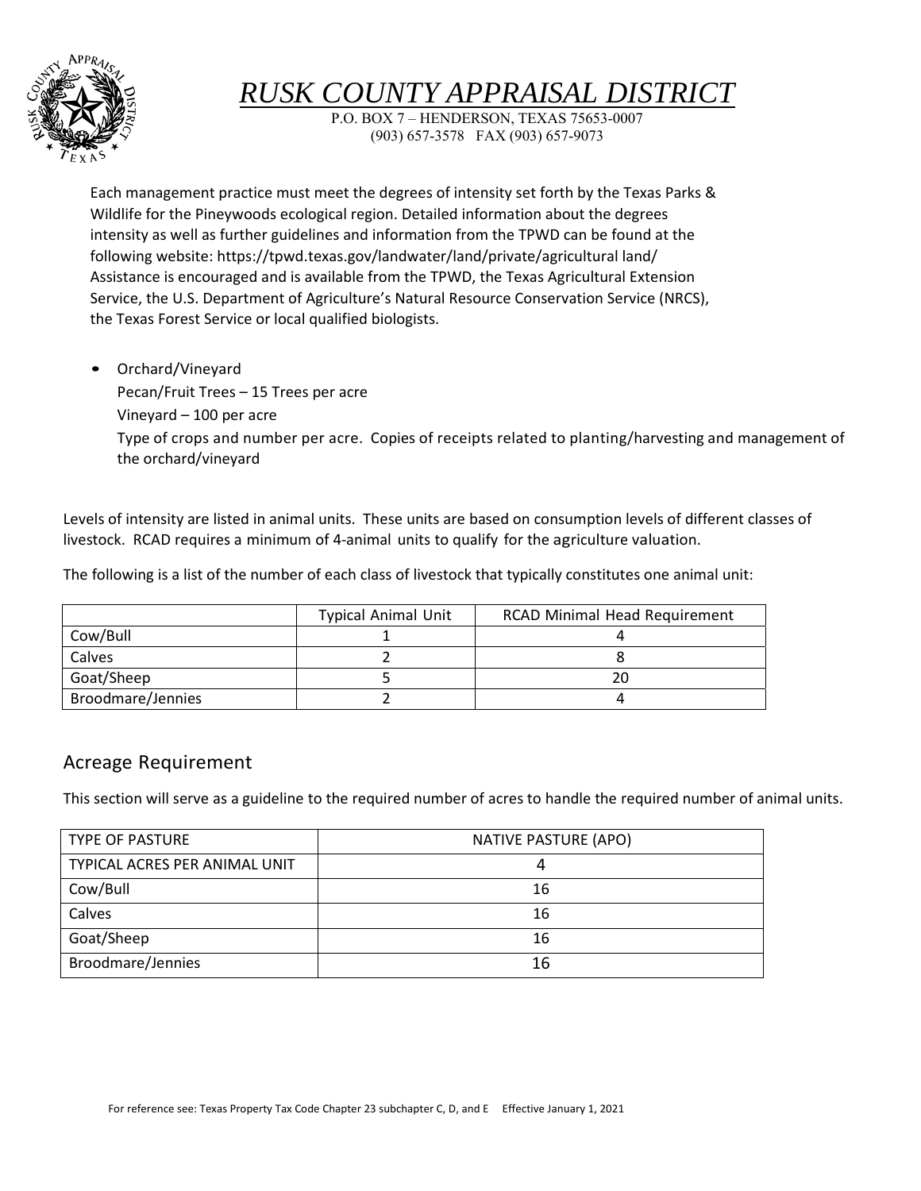# RUSK COUNTY APPRAISAL DISTRICT

P.O. BOX 7 – HENDERSON, TEXAS 75653-0007
(903) 657-3578 FAX (903) 657-9073

Each management practice must meet the degrees of intensity set forth by the Texas Parks & Wildlife for the Pineywoods ecological region. Detailed information about the degrees intensity as well as further guidelines and information from the TPWD can be found at the following website: https://tpwd.texas.gov/landwater/land/private/agricultural land/ Assistance is encouraged and is available from the TPWD, the Texas Agricultural Extension Service, the U.S. Department of Agriculture's Natural Resource Conservation Service (NRCS), the Texas Forest Service or local qualified biologists.

- Orchard/Vineyard
  Pecan/Fruit Trees – 15 Trees per acre
  Vineyard – 100 per acre
  Type of crops and number per acre. Copies of receipts related to planting/harvesting and management of the orchard/vineyard

Levels of intensity are listed in animal units. These units are based on consumption levels of different classes of livestock. RCAD requires a minimum of 4-animal units to qualify for the agriculture valuation.

The following is a list of the number of each class of livestock that typically constitutes one animal unit:

| | Typical Animal Unit | RCAD Minimal Head Requirement |
|---|---|---|
| Cow/Bull | 1 | 4 |
| Calves | 2 | 8 |
| Goat/Sheep | 5 | 20 |
| Broodmare/Jennies | 2 | 4 |

## Acreage Requirement

This section will serve as a guideline to the required number of acres to handle the required number of animal units.

| TYPE OF PASTURE | NATIVE PASTURE (APO) |
|---|---|
| TYPICAL ACRES PER ANIMAL UNIT | 4 |
| Cow/Bull | 16 |
| Calves | 16 |
| Goat/Sheep | 16 |
| Broodmare/Jennies | 16 |

For reference see: Texas Property Tax Code Chapter 23 subchapter C, D, and E Effective January 1, 2021